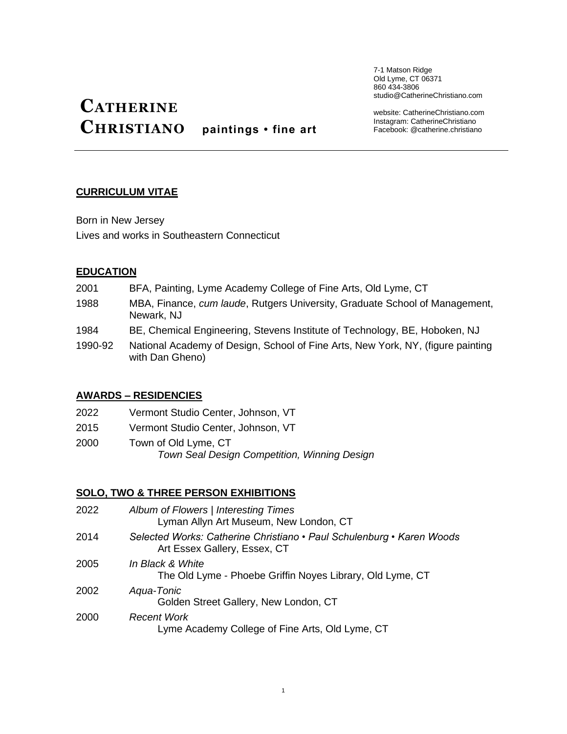7-1 Matson Ridge
Old Lyme, CT 06371
860 434-3806
studio@CatherineChristiano.com

website: CatherineChristiano.com
Instagram: CatherineChristiano
Facebook: @catherine.christiano

# CATHERINE CHRISTIANO **paintings • fine art**

---

## CURRICULUM VITAE

Born in New Jersey
Lives and works in Southeastern Connecticut

## EDUCATION

2001 BFA, Painting, Lyme Academy College of Fine Arts, Old Lyme, CT

1988 MBA, Finance, *cum laude*, Rutgers University, Graduate School of Management, Newark, NJ

1984 BE, Chemical Engineering, Stevens Institute of Technology, BE, Hoboken, NJ

1990-92 National Academy of Design, School of Fine Arts, New York, NY, (figure painting with Dan Gheno)

## AWARDS – RESIDENCIES

2022 Vermont Studio Center, Johnson, VT

2015 Vermont Studio Center, Johnson, VT

2000 Town of Old Lyme, CT
*Town Seal Design Competition, Winning Design*

## SOLO, TWO & THREE PERSON EXHIBITIONS

2022 *Album of Flowers | Interesting Times*
Lyman Allyn Art Museum, New London, CT

2014 *Selected Works: Catherine Christiano • Paul Schulenburg • Karen Woods*
Art Essex Gallery, Essex, CT

2005 *In Black & White*
The Old Lyme - Phoebe Griffin Noyes Library, Old Lyme, CT

2002 *Aqua-Tonic*
Golden Street Gallery, New London, CT

2000 *Recent Work*
Lyme Academy College of Fine Arts, Old Lyme, CT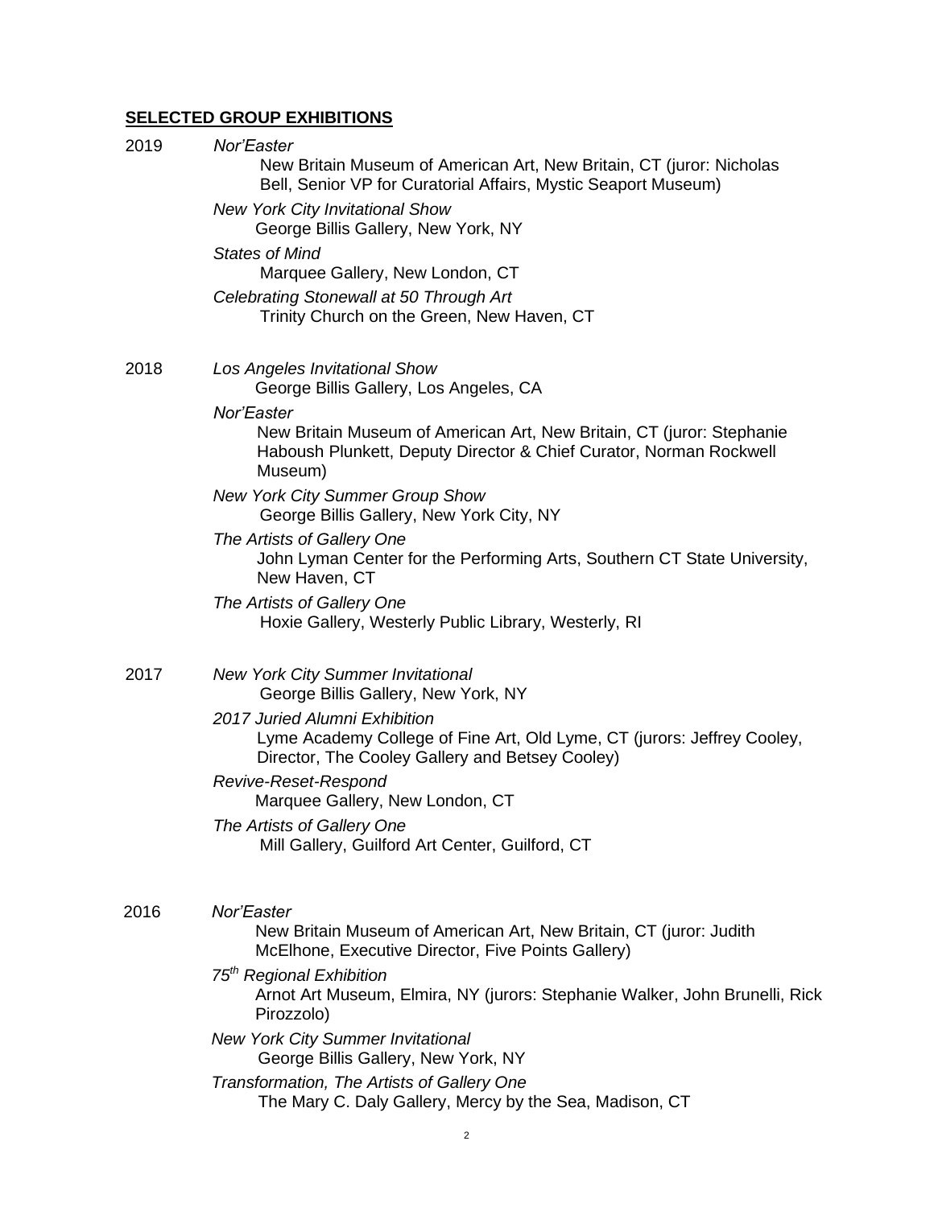## SELECTED GROUP EXHIBITIONS

**2019**

*Nor'Easter*
New Britain Museum of American Art, New Britain, CT (juror: Nicholas Bell, Senior VP for Curatorial Affairs, Mystic Seaport Museum)

*New York City Invitational Show*
George Billis Gallery, New York, NY

*States of Mind*
Marquee Gallery, New London, CT

*Celebrating Stonewall at 50 Through Art*
Trinity Church on the Green, New Haven, CT

**2018**

*Los Angeles Invitational Show*
George Billis Gallery, Los Angeles, CA

*Nor'Easter*
New Britain Museum of American Art, New Britain, CT (juror: Stephanie Haboush Plunkett, Deputy Director & Chief Curator, Norman Rockwell Museum)

*New York City Summer Group Show*
George Billis Gallery, New York City, NY

*The Artists of Gallery One*
John Lyman Center for the Performing Arts, Southern CT State University, New Haven, CT

*The Artists of Gallery One*
Hoxie Gallery, Westerly Public Library, Westerly, RI

**2017**

*New York City Summer Invitational*
George Billis Gallery, New York, NY

*2017 Juried Alumni Exhibition*
Lyme Academy College of Fine Art, Old Lyme, CT (jurors: Jeffrey Cooley, Director, The Cooley Gallery and Betsey Cooley)

*Revive-Reset-Respond*
Marquee Gallery, New London, CT

*The Artists of Gallery One*
Mill Gallery, Guilford Art Center, Guilford, CT

**2016**

*Nor'Easter*
New Britain Museum of American Art, New Britain, CT (juror: Judith McElhone, Executive Director, Five Points Gallery)

*75th Regional Exhibition*
Arnot Art Museum, Elmira, NY (jurors: Stephanie Walker, John Brunelli, Rick Pirozzolo)

*New York City Summer Invitational*
George Billis Gallery, New York, NY

*Transformation, The Artists of Gallery One*
The Mary C. Daly Gallery, Mercy by the Sea, Madison, CT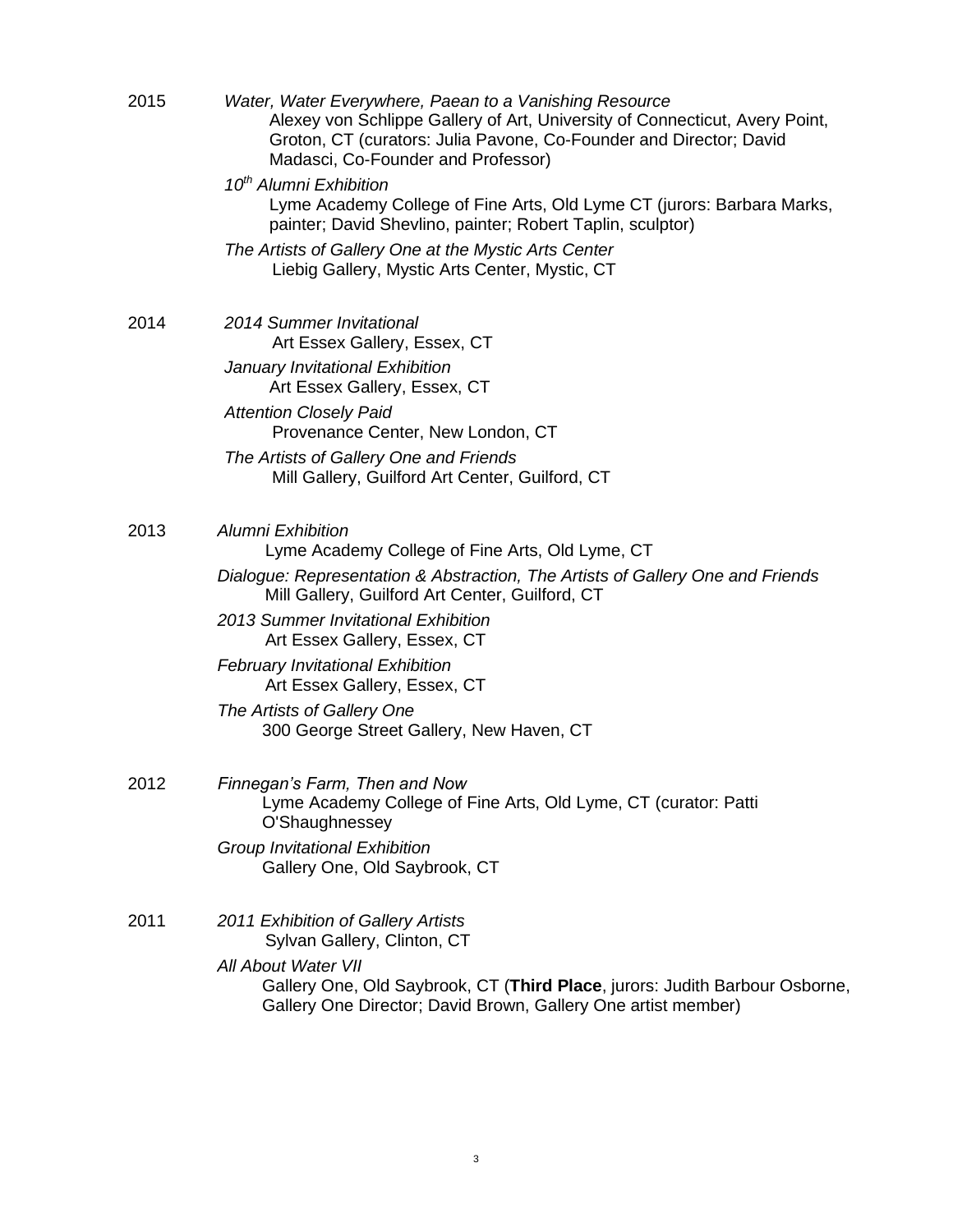2015

*Water, Water Everywhere, Paean to a Vanishing Resource*
Alexey von Schlippe Gallery of Art, University of Connecticut, Avery Point, Groton, CT (curators: Julia Pavone, Co-Founder and Director; David Madasci, Co-Founder and Professor)

*10th Alumni Exhibition*
Lyme Academy College of Fine Arts, Old Lyme CT (jurors: Barbara Marks, painter; David Shevlino, painter; Robert Taplin, sculptor)

*The Artists of Gallery One at the Mystic Arts Center*
Liebig Gallery, Mystic Arts Center, Mystic, CT

2014

*2014 Summer Invitational*
Art Essex Gallery, Essex, CT

*January Invitational Exhibition*
Art Essex Gallery, Essex, CT

*Attention Closely Paid*
Provenance Center, New London, CT

*The Artists of Gallery One and Friends*
Mill Gallery, Guilford Art Center, Guilford, CT

2013

*Alumni Exhibition*
Lyme Academy College of Fine Arts, Old Lyme, CT

*Dialogue: Representation & Abstraction, The Artists of Gallery One and Friends*
Mill Gallery, Guilford Art Center, Guilford, CT

*2013 Summer Invitational Exhibition*
Art Essex Gallery, Essex, CT

*February Invitational Exhibition*
Art Essex Gallery, Essex, CT

*The Artists of Gallery One*
300 George Street Gallery, New Haven, CT

2012

*Finnegan's Farm, Then and Now*
Lyme Academy College of Fine Arts, Old Lyme, CT (curator: Patti O'Shaughnessey

*Group Invitational Exhibition*
Gallery One, Old Saybrook, CT

2011

*2011 Exhibition of Gallery Artists*
Sylvan Gallery, Clinton, CT

*All About Water VII*
Gallery One, Old Saybrook, CT (**Third Place**, jurors: Judith Barbour Osborne, Gallery One Director; David Brown, Gallery One artist member)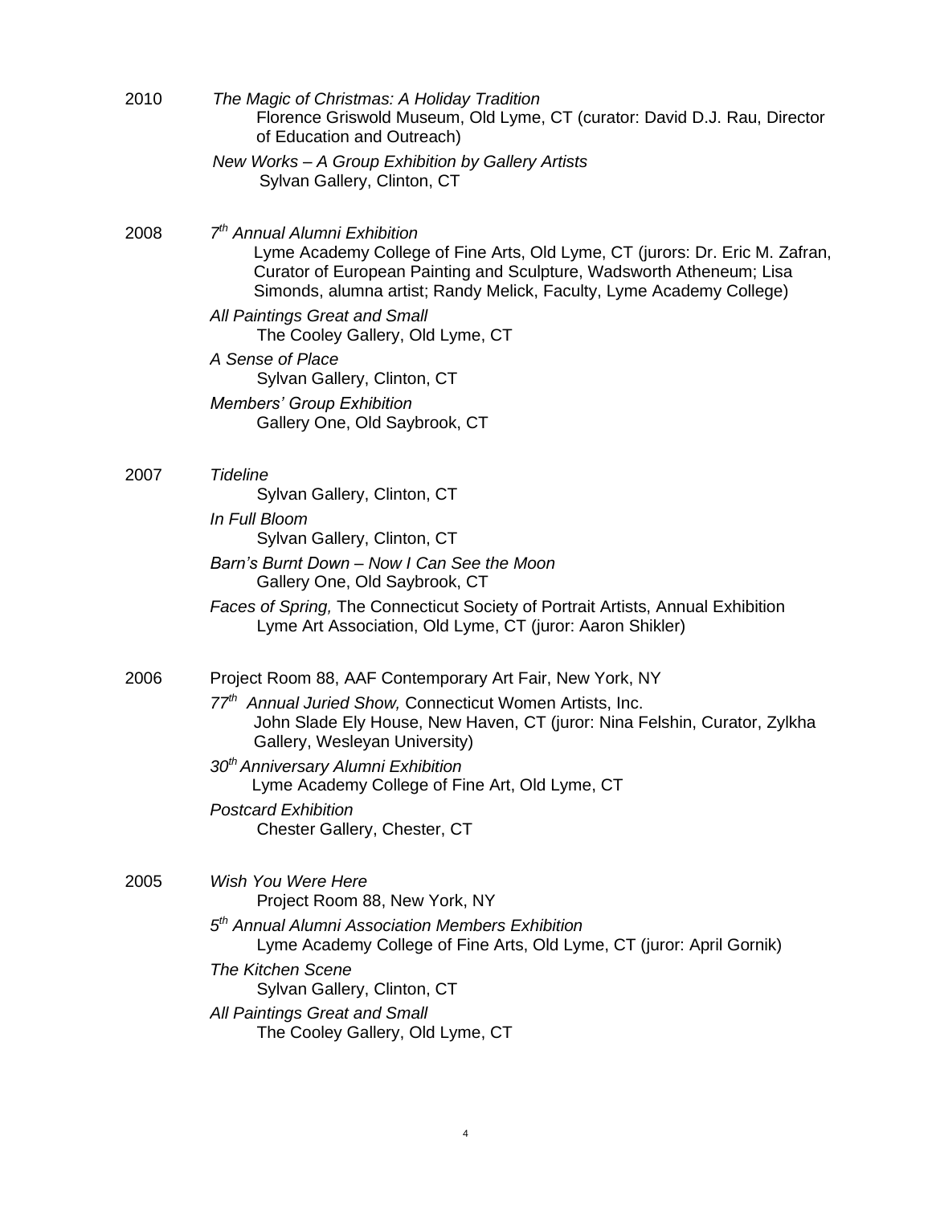2010 *The Magic of Christmas: A Holiday Tradition*
Florence Griswold Museum, Old Lyme, CT (curator: David D.J. Rau, Director of Education and Outreach)

*New Works – A Group Exhibition by Gallery Artists*
Sylvan Gallery, Clinton, CT

2008 *7th Annual Alumni Exhibition*
Lyme Academy College of Fine Arts, Old Lyme, CT (jurors: Dr. Eric M. Zafran, Curator of European Painting and Sculpture, Wadsworth Atheneum; Lisa Simonds, alumna artist; Randy Melick, Faculty, Lyme Academy College)

*All Paintings Great and Small*
The Cooley Gallery, Old Lyme, CT

*A Sense of Place*
Sylvan Gallery, Clinton, CT

*Members' Group Exhibition*
Gallery One, Old Saybrook, CT

2007 *Tideline*
Sylvan Gallery, Clinton, CT

*In Full Bloom*
Sylvan Gallery, Clinton, CT

*Barn's Burnt Down – Now I Can See the Moon*
Gallery One, Old Saybrook, CT

*Faces of Spring,* The Connecticut Society of Portrait Artists, Annual Exhibition
Lyme Art Association, Old Lyme, CT (juror: Aaron Shikler)

2006 Project Room 88, AAF Contemporary Art Fair, New York, NY

*77th Annual Juried Show,* Connecticut Women Artists, Inc.
John Slade Ely House, New Haven, CT (juror: Nina Felshin, Curator, Zylkha Gallery, Wesleyan University)

*30th Anniversary Alumni Exhibition*
Lyme Academy College of Fine Art, Old Lyme, CT

*Postcard Exhibition*
Chester Gallery, Chester, CT

2005 *Wish You Were Here*
Project Room 88, New York, NY

*5th Annual Alumni Association Members Exhibition*
Lyme Academy College of Fine Arts, Old Lyme, CT (juror: April Gornik)

*The Kitchen Scene*
Sylvan Gallery, Clinton, CT

*All Paintings Great and Small*
The Cooley Gallery, Old Lyme, CT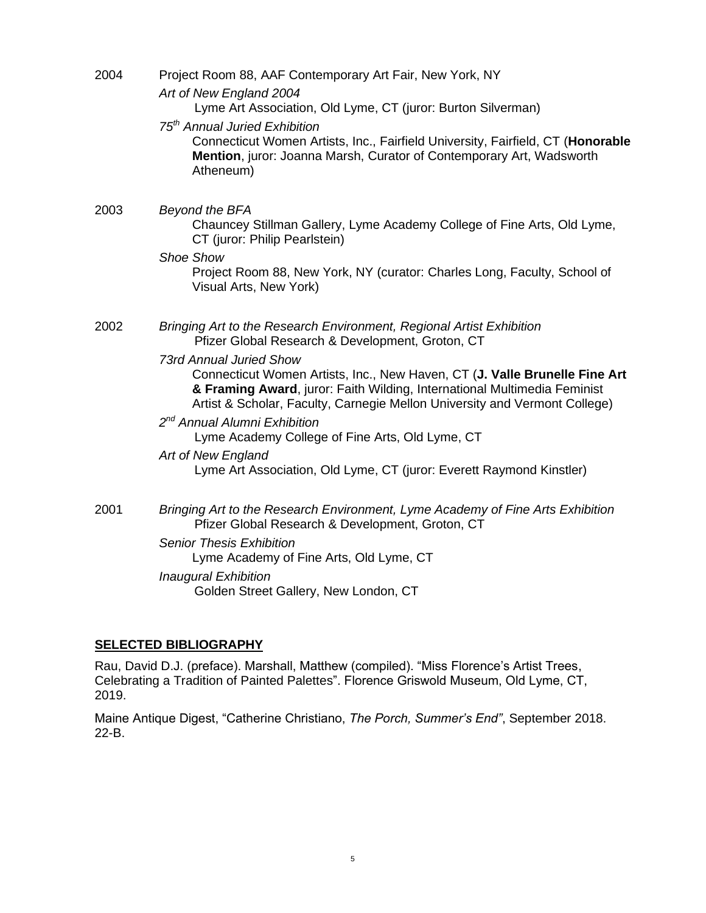2004 Project Room 88, AAF Contemporary Art Fair, New York, NY

*Art of New England 2004*
Lyme Art Association, Old Lyme, CT (juror: Burton Silverman)

*75th Annual Juried Exhibition*
Connecticut Women Artists, Inc., Fairfield University, Fairfield, CT (**Honorable Mention**, juror: Joanna Marsh, Curator of Contemporary Art, Wadsworth Atheneum)

2003 *Beyond the BFA*
Chauncey Stillman Gallery, Lyme Academy College of Fine Arts, Old Lyme, CT (juror: Philip Pearlstein)

*Shoe Show*
Project Room 88, New York, NY (curator: Charles Long, Faculty, School of Visual Arts, New York)

2002 *Bringing Art to the Research Environment, Regional Artist Exhibition*
Pfizer Global Research & Development, Groton, CT

*73rd Annual Juried Show*
Connecticut Women Artists, Inc., New Haven, CT (**J. Valle Brunelle Fine Art & Framing Award**, juror: Faith Wilding, International Multimedia Feminist Artist & Scholar, Faculty, Carnegie Mellon University and Vermont College)

*2nd Annual Alumni Exhibition*
Lyme Academy College of Fine Arts, Old Lyme, CT

*Art of New England*
Lyme Art Association, Old Lyme, CT (juror: Everett Raymond Kinstler)

2001 *Bringing Art to the Research Environment, Lyme Academy of Fine Arts Exhibition*
Pfizer Global Research & Development, Groton, CT

*Senior Thesis Exhibition*
Lyme Academy of Fine Arts, Old Lyme, CT

*Inaugural Exhibition*
Golden Street Gallery, New London, CT

## SELECTED BIBLIOGRAPHY

Rau, David D.J. (preface). Marshall, Matthew (compiled). "Miss Florence's Artist Trees, Celebrating a Tradition of Painted Palettes". Florence Griswold Museum, Old Lyme, CT, 2019.

Maine Antique Digest, "Catherine Christiano, *The Porch, Summer's End"*, September 2018. 22-B.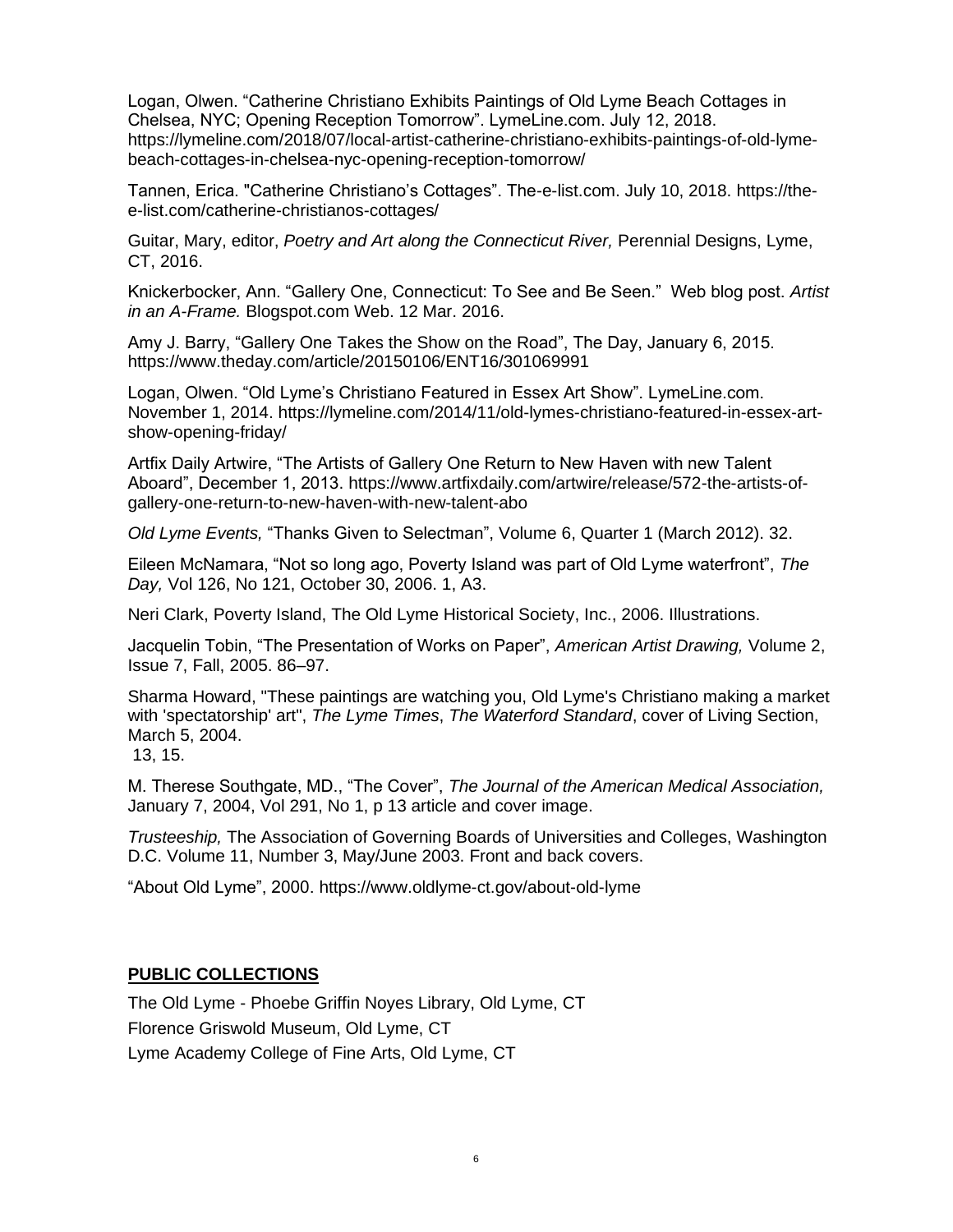Logan, Olwen. “Catherine Christiano Exhibits Paintings of Old Lyme Beach Cottages in Chelsea, NYC; Opening Reception Tomorrow”. LymeLine.com. July 12, 2018. https://lymeline.com/2018/07/local-artist-catherine-christiano-exhibits-paintings-of-old-lyme-beach-cottages-in-chelsea-nyc-opening-reception-tomorrow/

Tannen, Erica. "Catherine Christiano’s Cottages”. The-e-list.com. July 10, 2018. https://the-e-list.com/catherine-christianos-cottages/

Guitar, Mary, editor, *Poetry and Art along the Connecticut River,* Perennial Designs, Lyme, CT, 2016.

Knickerbocker, Ann. “Gallery One, Connecticut: To See and Be Seen.” Web blog post. *Artist in an A-Frame.* Blogspot.com Web. 12 Mar. 2016.

Amy J. Barry, “Gallery One Takes the Show on the Road”, The Day, January 6, 2015. https://www.theday.com/article/20150106/ENT16/301069991

Logan, Olwen. “Old Lyme’s Christiano Featured in Essex Art Show”. LymeLine.com. November 1, 2014. https://lymeline.com/2014/11/old-lymes-christiano-featured-in-essex-art-show-opening-friday/

Artfix Daily Artwire, “The Artists of Gallery One Return to New Haven with new Talent Aboard”, December 1, 2013. https://www.artfixdaily.com/artwire/release/572-the-artists-of-gallery-one-return-to-new-haven-with-new-talent-abo

*Old Lyme Events,* “Thanks Given to Selectman”, Volume 6, Quarter 1 (March 2012). 32.

Eileen McNamara, “Not so long ago, Poverty Island was part of Old Lyme waterfront”, *The Day,* Vol 126, No 121, October 30, 2006. 1, A3.

Neri Clark, Poverty Island, The Old Lyme Historical Society, Inc., 2006. Illustrations.

Jacquelin Tobin, “The Presentation of Works on Paper”, *American Artist Drawing,* Volume 2, Issue 7, Fall, 2005. 86–97.

Sharma Howard, "These paintings are watching you, Old Lyme's Christiano making a market with 'spectatorship' art", *The Lyme Times*, *The Waterford Standard*, cover of Living Section, March 5, 2004.
13, 15.

M. Therese Southgate, MD., “The Cover”, *The Journal of the American Medical Association,* January 7, 2004, Vol 291, No 1, p 13 article and cover image.

*Trusteeship,* The Association of Governing Boards of Universities and Colleges, Washington D.C. Volume 11, Number 3, May/June 2003. Front and back covers.

“About Old Lyme”, 2000. https://www.oldlyme-ct.gov/about-old-lyme

## PUBLIC COLLECTIONS

The Old Lyme - Phoebe Griffin Noyes Library, Old Lyme, CT

Florence Griswold Museum, Old Lyme, CT

Lyme Academy College of Fine Arts, Old Lyme, CT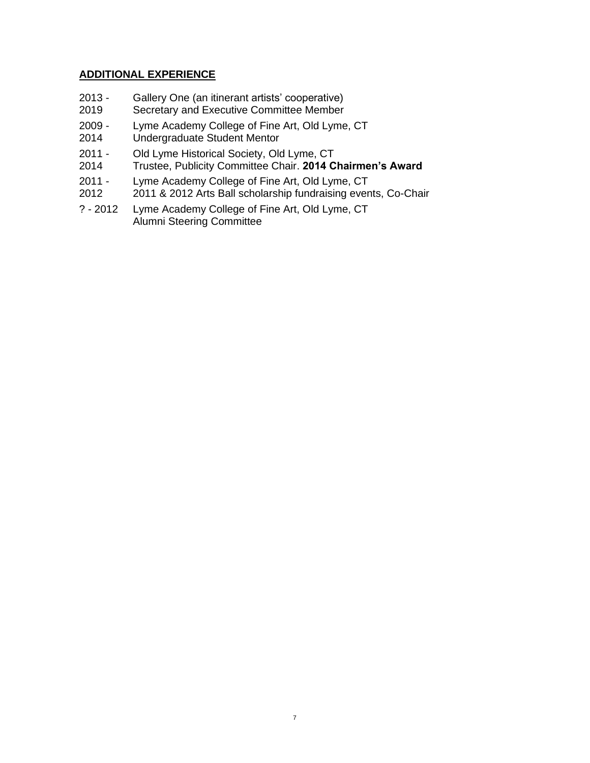## **ADDITIONAL EXPERIENCE**

2013 - 2019 Gallery One (an itinerant artists' cooperative)
Secretary and Executive Committee Member

2009 - 2014 Lyme Academy College of Fine Art, Old Lyme, CT
Undergraduate Student Mentor

2011 - 2014 Old Lyme Historical Society, Old Lyme, CT
Trustee, Publicity Committee Chair. **2014 Chairmen's Award**

2011 - 2012 Lyme Academy College of Fine Art, Old Lyme, CT
2011 & 2012 Arts Ball scholarship fundraising events, Co-Chair

? - 2012 Lyme Academy College of Fine Art, Old Lyme, CT
Alumni Steering Committee